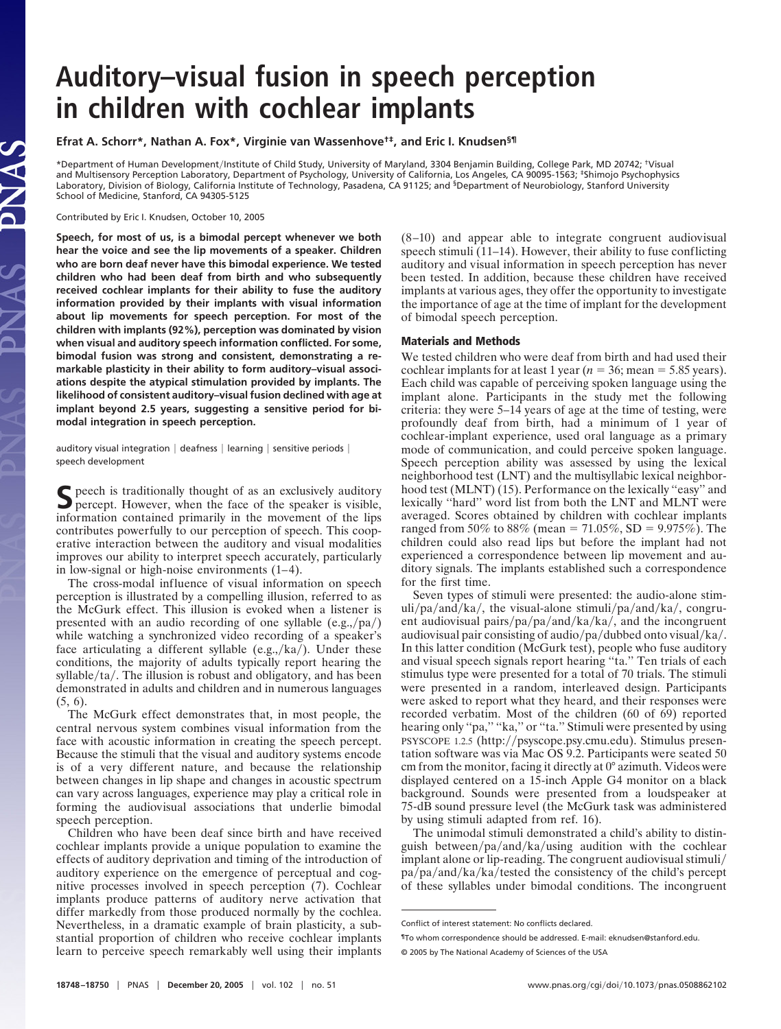# Auditory–visual fusion in speech perception in children with cochlear implants

**Efrat A. Schorr\*, Nathan A. Fox\*, Virginie van Wassenhove†‡, and Eric I. Knudsen§¶**

\*Department of Human Development/Institute of Child Study, University of Maryland, 3304 Benjamin Building, College Park, MD 20742; †Visual and Multisensory Perception Laboratory, Department of Psychology, University of California, Los Angeles, CA 90095-1563; ‡Shimojo Psychophysics Laboratory, Division of Biology, California Institute of Technology, Pasadena, CA 91125; and §Department of Neurobiology, Stanford University School of Medicine, Stanford, CA 94305-5125

Contributed by Eric I. Knudsen, October 10, 2005

**Speech, for most of us, is a bimodal percept whenever we both hear the voice and see the lip movements of a speaker. Children who are born deaf never have this bimodal experience. We tested children who had been deaf from birth and who subsequently received cochlear implants for their ability to fuse the auditory information provided by their implants with visual information about lip movements for speech perception. For most of the children with implants (92%), perception was dominated by vision when visual and auditory speech information conflicted. For some, bimodal fusion was strong and consistent, demonstrating a remarkable plasticity in their ability to form auditory–visual associations despite the atypical stimulation provided by implants. The likelihood of consistent auditory–visual fusion declined with age at implant beyond 2.5 years, suggesting a sensitive period for bimodal integration in speech perception.**

auditory visual integration | deafness | learning | sensitive periods | speech development

Speech is traditionally thought of as an exclusively auditory percept. However, when the face of the speaker is visible, information contained primarily in the movement of the lips contributes powerfully to our perception of speech. This cooperative interaction between the auditory and visual modalities improves our ability to interpret speech accurately, particularly in low-signal or high-noise environments (1–4).

The cross-modal influence of visual information on speech perception is illustrated by a compelling illusion, referred to as the McGurk effect. This illusion is evoked when a listener is presented with an audio recording of one syllable (e.g.,/pa/) while watching a synchronized video recording of a speaker's face articulating a different syllable (e.g.,/ka/). Under these conditions, the majority of adults typically report hearing the syllable/ta/. The illusion is robust and obligatory, and has been demonstrated in adults and children and in numerous languages (5, 6).

The McGurk effect demonstrates that, in most people, the central nervous system combines visual information from the face with acoustic information in creating the speech percept. Because the stimuli that the visual and auditory systems encode is of a very different nature, and because the relationship between changes in lip shape and changes in acoustic spectrum can vary across languages, experience may play a critical role in forming the audiovisual associations that underlie bimodal speech perception.

Children who have been deaf since birth and have received cochlear implants provide a unique population to examine the effects of auditory deprivation and timing of the introduction of auditory experience on the emergence of perceptual and cognitive processes involved in speech perception (7). Cochlear implants produce patterns of auditory nerve activation that differ markedly from those produced normally by the cochlea. Nevertheless, in a dramatic example of brain plasticity, a substantial proportion of children who receive cochlear implants learn to perceive speech remarkably well using their implants (8–10) and appear able to integrate congruent audiovisual speech stimuli (11–14). However, their ability to fuse conflicting auditory and visual information in speech perception has never been tested. In addition, because these children have received implants at various ages, they offer the opportunity to investigate the importance of age at the time of implant for the development of bimodal speech perception.

## Materials and Methods

We tested children who were deaf from birth and had used their cochlear implants for at least 1 year ($n = 36$; mean $= 5.85$ years). Each child was capable of perceiving spoken language using the implant alone. Participants in the study met the following criteria: they were 5–14 years of age at the time of testing, were profoundly deaf from birth, had a minimum of 1 year of cochlear-implant experience, used oral language as a primary mode of communication, and could perceive spoken language. Speech perception ability was assessed by using the lexical neighborhood test (LNT) and the multisyllabic lexical neighborhood test (MLNT) (15). Performance on the lexically "easy" and lexically "hard" word list from both the LNT and MLNT were averaged. Scores obtained by children with cochlear implants ranged from 50% to 88% (mean $= 71.05\%$, SD $= 9.975\%$). The children could also read lips but before the implant had not experienced a correspondence between lip movement and auditory signals. The implants established such a correspondence for the first time.

Seven types of stimuli were presented: the audio-alone stimuli/pa/and/ka/, the visual-alone stimuli/pa/and/ka/, congruent audiovisual pairs/pa/pa/and/ka/ka/, and the incongruent audiovisual pair consisting of audio/pa/dubbed onto visual/ka/. In this latter condition (McGurk test), people who fuse auditory and visual speech signals report hearing "ta." Ten trials of each stimulus type were presented for a total of 70 trials. The stimuli were presented in a random, interleaved design. Participants were asked to report what they heard, and their responses were recorded verbatim. Most of the children (60 of 69) reported hearing only "pa," "ka," or "ta." Stimuli were presented by using PSYSCOPE 1.2.5 (http://psyscope.psy.cmu.edu). Stimulus presentation software was via Mac OS 9.2. Participants were seated 50 cm from the monitor, facing it directly at 0° azimuth. Videos were displayed centered on a 15-inch Apple G4 monitor on a black background. Sounds were presented from a loudspeaker at 75-dB sound pressure level (the McGurk task was administered by using stimuli adapted from ref. 16).

The unimodal stimuli demonstrated a child's ability to distinguish between/pa/and/ka/using audition with the cochlear implant alone or lip-reading. The congruent audiovisual stimuli/pa/pa/and/ka/ka/tested the consistency of the child's percept of these syllables under bimodal conditions. The incongruent

---

Conflict of interest statement: No conflicts declared.

¶To whom correspondence should be addressed. E-mail: eknudsen@stanford.edu.

© 2005 by The National Academy of Sciences of the USA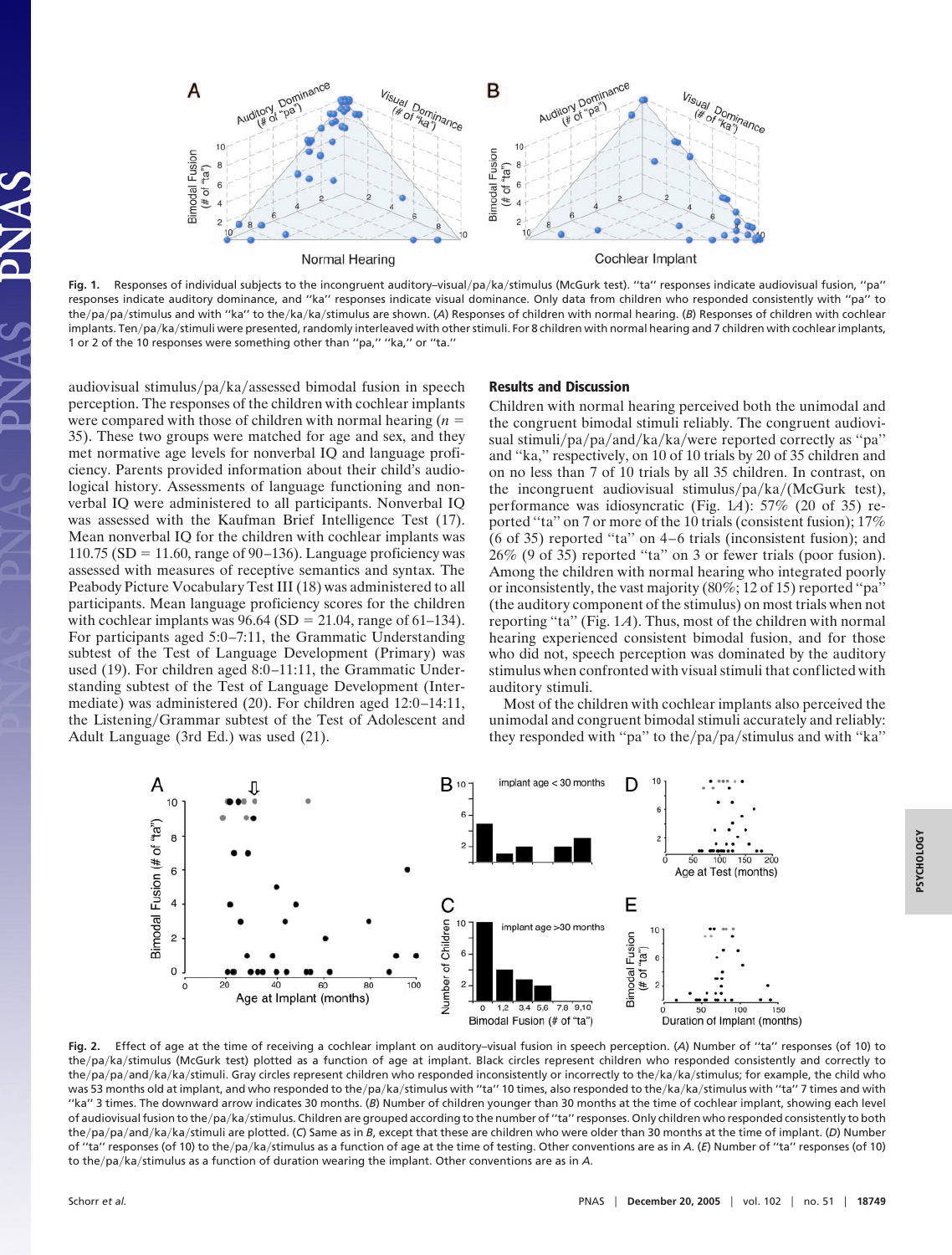Fig. 1. Responses of individual subjects to the incongruent auditory–visual /pa/ka/ stimulus (McGurk test). "ta" responses indicate audiovisual fusion, "pa" responses indicate auditory dominance, and "ka" responses indicate visual dominance. Only data from children who responded consistently with "pa" to the /pa/pa/ stimulus and with "ka" to the /ka/ka/ stimulus are shown. (*A*) Responses of children with normal hearing. (*B*) Responses of children with cochlear implants. Ten /pa/ka/ stimuli were presented, randomly interleaved with other stimuli. For 8 children with normal hearing and 7 children with cochlear implants, 1 or 2 of the 10 responses were something other than "pa," "ka," or "ta."

audiovisual stimulus /pa/ka/ assessed bimodal fusion in speech perception. The responses of the children with cochlear implants were compared with those of children with normal hearing ($n$ = 35). These two groups were matched for age and sex, and they met normative age levels for nonverbal IQ and language proficiency. Parents provided information about their child's audiological history. Assessments of language functioning and nonverbal IQ were administered to all participants. Nonverbal IQ was assessed with the Kaufman Brief Intelligence Test (17). Mean nonverbal IQ for the children with cochlear implants was 110.75 (SD = 11.60, range of 90–136). Language proficiency was assessed with measures of receptive semantics and syntax. The Peabody Picture Vocabulary Test III (18) was administered to all participants. Mean language proficiency scores for the children with cochlear implants was 96.64 (SD = 21.04, range of 61–134). For participants aged 5:0–7:11, the Grammatic Understanding subtest of the Test of Language Development (Primary) was used (19). For children aged 8:0–11:11, the Grammatic Understanding subtest of the Test of Language Development (Intermediate) was administered (20). For children aged 12:0–14:11, the Listening/Grammar subtest of the Test of Adolescent and Adult Language (3rd Ed.) was used (21).

## Results and Discussion

Children with normal hearing perceived both the unimodal and the congruent bimodal stimuli reliably. The congruent audiovisual stimuli /pa/pa/ and /ka/ka/ were reported correctly as "pa" and "ka," respectively, on 10 of 10 trials by 20 of 35 children and on no less than 7 of 10 trials by all 35 children. In contrast, on the incongruent audiovisual stimulus /pa/ka/ (McGurk test), performance was idiosyncratic (Fig. 1*A*): 57% (20 of 35) reported "ta" on 7 or more of the 10 trials (consistent fusion); 17% (6 of 35) reported "ta" on 4–6 trials (inconsistent fusion); and 26% (9 of 35) reported "ta" on 3 or fewer trials (poor fusion). Among the children with normal hearing who integrated poorly or inconsistently, the vast majority (80%; 12 of 15) reported "pa" (the auditory component of the stimulus) on most trials when not reporting "ta" (Fig. 1*A*). Thus, most of the children with normal hearing experienced consistent bimodal fusion, and for those who did not, speech perception was dominated by the auditory stimulus when confronted with visual stimuli that conflicted with auditory stimuli.

Most of the children with cochlear implants also perceived the unimodal and congruent bimodal stimuli accurately and reliably: they responded with "pa" to the /pa/pa/ stimulus and with "ka"

Fig. 2. Effect of age at the time of receiving a cochlear implant on auditory–visual fusion in speech perception. (*A*) Number of "ta" responses (of 10) to the /pa/ka/ stimulus (McGurk test) plotted as a function of age at implant. Black circles represent children who responded consistently and correctly to the /pa/pa/ and /ka/ka/ stimuli. Gray circles represent children who responded inconsistently or incorrectly to the /ka/ka/ stimulus; for example, the child who was 53 months old at implant, and who responded to the /pa/ka/ stimulus with "ta" 10 times, also responded to the /ka/ka/ stimulus with "ta" 7 times and with "ka" 3 times. The downward arrow indicates 30 months. (*B*) Number of children younger than 30 months at the time of cochlear implant, showing each level of audiovisual fusion to the /pa/ka/ stimulus. Children are grouped according to the number of "ta" responses. Only children who responded consistently to both the /pa/pa/ and /ka/ka/ stimuli are plotted. (*C*) Same as in *B*, except that these are children who were older than 30 months at the time of implant. (*D*) Number of "ta" responses (of 10) to the /pa/ka/ stimulus as a function of age at the time of testing. Other conventions are as in *A*. (*E*) Number of "ta" responses (of 10) to the /pa/ka/ stimulus as a function of duration wearing the implant. Other conventions are as in *A*.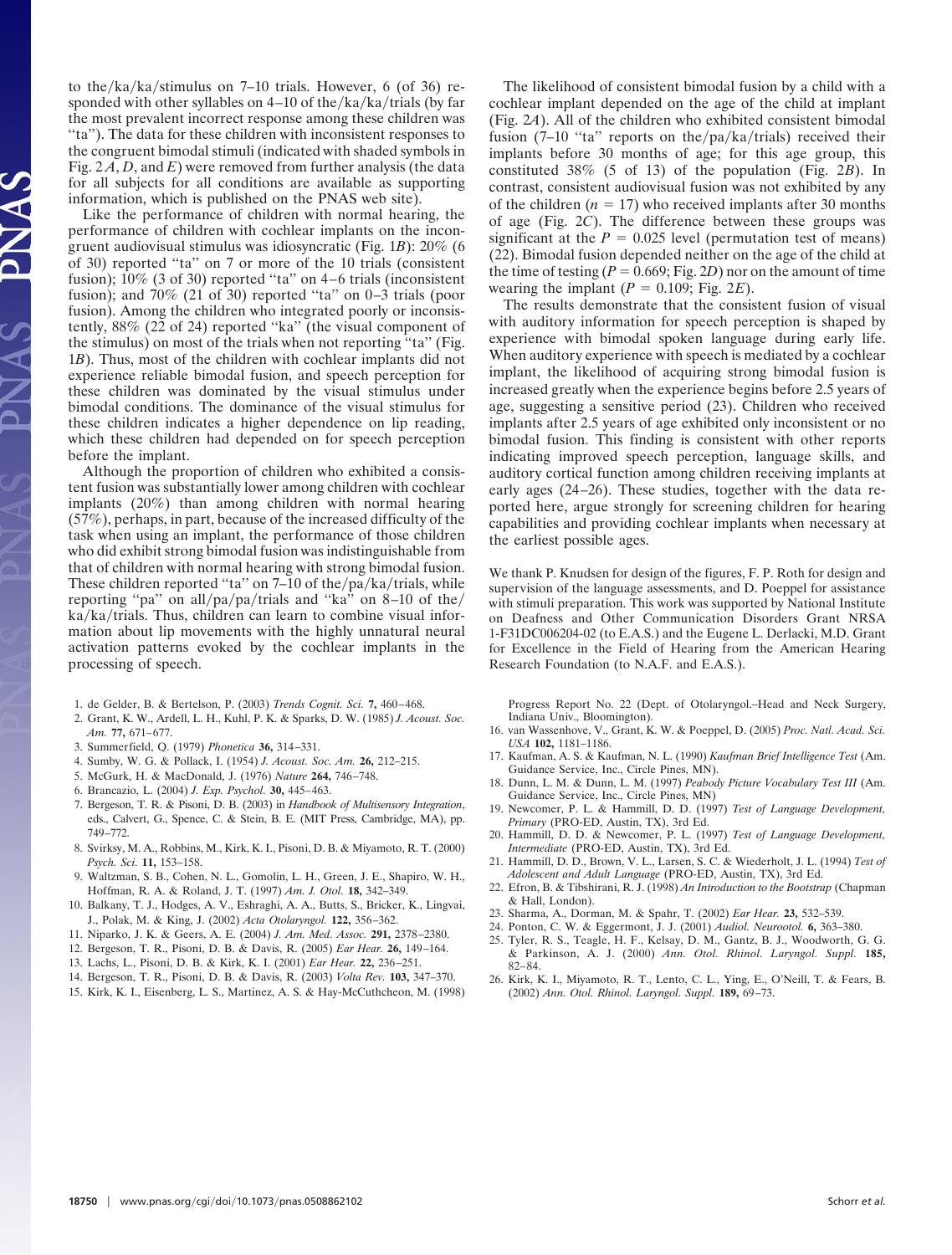to the /ka/ka/ stimulus on 7–10 trials. However, 6 (of 36) responded with other syllables on 4–10 of the /ka/ka/ trials (by far the most prevalent incorrect response among these children was "ta"). The data for these children with inconsistent responses to the congruent bimodal stimuli (indicated with shaded symbols in Fig. 2 *A*, *D*, and *E*) were removed from further analysis (the data for all subjects for all conditions are available as supporting information, which is published on the PNAS web site).

Like the performance of children with normal hearing, the performance of children with cochlear implants on the incongruent audiovisual stimulus was idiosyncratic (Fig. 1*B*): 20% (6 of 30) reported "ta" on 7 or more of the 10 trials (consistent fusion); 10% (3 of 30) reported "ta" on 4–6 trials (inconsistent fusion); and 70% (21 of 30) reported "ta" on 0–3 trials (poor fusion). Among the children who integrated poorly or inconsistently, 88% (22 of 24) reported "ka" (the visual component of the stimulus) on most of the trials when not reporting "ta" (Fig. 1*B*). Thus, most of the children with cochlear implants did not experience reliable bimodal fusion, and speech perception for these children was dominated by the visual stimulus under bimodal conditions. The dominance of the visual stimulus for these children indicates a higher dependence on lip reading, which these children had depended on for speech perception before the implant.

Although the proportion of children who exhibited a consistent fusion was substantially lower among children with cochlear implants (20%) than among children with normal hearing (57%), perhaps, in part, because of the increased difficulty of the task when using an implant, the performance of those children who did exhibit strong bimodal fusion was indistinguishable from that of children with normal hearing with strong bimodal fusion. These children reported "ta" on 7–10 of the /pa/ka/ trials, while reporting "pa" on all /pa/pa/ trials and "ka" on 8–10 of the /ka/ka/ trials. Thus, children can learn to combine visual information about lip movements with the highly unnatural neural activation patterns evoked by the cochlear implants in the processing of speech.

The likelihood of consistent bimodal fusion by a child with a cochlear implant depended on the age of the child at implant (Fig. 2*A*). All of the children who exhibited consistent bimodal fusion (7–10 "ta" reports on the /pa/ka/ trials) received their implants before 30 months of age; for this age group, this constituted 38% (5 of 13) of the population (Fig. 2*B*). In contrast, consistent audiovisual fusion was not exhibited by any of the children ($n = 17$) who received implants after 30 months of age (Fig. 2*C*). The difference between these groups was significant at the $P = 0.025$ level (permutation test of means) (22). Bimodal fusion depended neither on the age of the child at the time of testing ($P = 0.669$; Fig. 2*D*) nor on the amount of time wearing the implant ($P = 0.109$; Fig. 2*E*).

The results demonstrate that the consistent fusion of visual with auditory information for speech perception is shaped by experience with bimodal spoken language during early life. When auditory experience with speech is mediated by a cochlear implant, the likelihood of acquiring strong bimodal fusion is increased greatly when the experience begins before 2.5 years of age, suggesting a sensitive period (23). Children who received implants after 2.5 years of age exhibited only inconsistent or no bimodal fusion. This finding is consistent with other reports indicating improved speech perception, language skills, and auditory cortical function among children receiving implants at early ages (24–26). These studies, together with the data reported here, argue strongly for screening children for hearing capabilities and providing cochlear implants when necessary at the earliest possible ages.

We thank P. Knudsen for design of the figures, F. P. Roth for design and supervision of the language assessments, and D. Poeppel for assistance with stimuli preparation. This work was supported by National Institute on Deafness and Other Communication Disorders Grant NRSA 1-F31DC006204-02 (to E.A.S.) and the Eugene L. Derlacki, M.D. Grant for Excellence in the Field of Hearing from the American Hearing Research Foundation (to N.A.F. and E.A.S.).

1. de Gelder, B. & Bertelson, P. (2003) *Trends Cognit. Sci.* **7,** 460–468.
2. Grant, K. W., Ardell, L. H., Kuhl, P. K. & Sparks, D. W. (1985) *J. Acoust. Soc. Am.* **77,** 671–677.
3. Summerfield, Q. (1979) *Phonetica* **36,** 314–331.
4. Sumby, W. G. & Pollack, I. (1954) *J. Acoust. Soc. Am.* **26,** 212–215.
5. McGurk, H. & MacDonald, J. (1976) *Nature* **264,** 746–748.
6. Brancazio, L. (2004) *J. Exp. Psychol.* **30,** 445–463.
7. Bergeson, T. R. & Pisoni, D. B. (2003) in *Handbook of Multisensory Integration*, eds., Calvert, G., Spence, C. & Stein, B. E. (MIT Press, Cambridge, MA), pp. 749–772.
8. Svirsky, M. A., Robbins, M., Kirk, K. I., Pisoni, D. B. & Miyamoto, R. T. (2000) *Psych. Sci.* **11,** 153–158.
9. Waltzman, S. B., Cohen, N. L., Gomolin, L. H., Green, J. E., Shapiro, W. H., Hoffman, R. A. & Roland, J. T. (1997) *Am. J. Otol.* **18,** 342–349.
10. Balkany, T. J., Hodges, A. V., Eshraghi, A. A., Butts, S., Bricker, K., Lingvai, J., Polak, M. & King, J. (2002) *Acta Otolaryngol.* **122,** 356–362.
11. Niparko, J. K. & Geers, A. E. (2004) *J. Am. Med. Assoc.* **291,** 2378–2380.
12. Bergeson, T. R., Pisoni, D. B. & Davis, R. (2005) *Ear Hear.* **26,** 149–164.
13. Lachs, L., Pisoni, D. B. & Kirk, K. I. (2001) *Ear Hear.* **22,** 236–251.
14. Bergeson, T. R., Pisoni, D. B. & Davis, R. (2003) *Volta Rev.* **103,** 347–370.
15. Kirk, K. I., Eisenberg, L. S., Martinez, A. S. & Hay-McCuthcheon, M. (1998) Progress Report No. 22 (Dept. of Otolaryngol.–Head and Neck Surgery, Indiana Univ., Bloomington).
16. van Wassenhove, V., Grant, K. W. & Poeppel, D. (2005) *Proc. Natl. Acad. Sci. USA* **102,** 1181–1186.
17. Kaufman, A. S. & Kaufman, N. L. (1990) *Kaufman Brief Intelligence Test* (Am. Guidance Service, Inc., Circle Pines, MN).
18. Dunn, L. M. & Dunn, L. M. (1997) *Peabody Picture Vocabulary Test III* (Am. Guidance Service, Inc., Circle Pines, MN)
19. Newcomer, P. L. & Hammill, D. D. (1997) *Test of Language Development, Primary* (PRO-ED, Austin, TX), 3rd Ed.
20. Hammill, D. D. & Newcomer, P. L. (1997) *Test of Language Development, Intermediate* (PRO-ED, Austin, TX), 3rd Ed.
21. Hammill, D. D., Brown, V. L., Larsen, S. C. & Wiederholt, J. L. (1994) *Test of Adolescent and Adult Language* (PRO-ED, Austin, TX), 3rd Ed.
22. Efron, B. & Tibshirani, R. J. (1998) *An Introduction to the Bootstrap* (Chapman & Hall, London).
23. Sharma, A., Dorman, M. & Spahr, T. (2002) *Ear Hear.* **23,** 532–539.
24. Ponton, C. W. & Eggermont, J. J. (2001) *Audiol. Neurootol.* **6,** 363–380.
25. Tyler, R. S., Teagle, H. F., Kelsay, D. M., Gantz, B. J., Woodworth, G. G. & Parkinson, A. J. (2000) *Ann. Otol. Rhinol. Laryngol. Suppl.* **185,** 82–84.
26. Kirk, K. I., Miyamoto, R. T., Lento, C. L., Ying, E., O'Neill, T. & Fears, B. (2002) *Ann. Otol. Rhinol. Laryngol. Suppl.* **189,** 69–73.